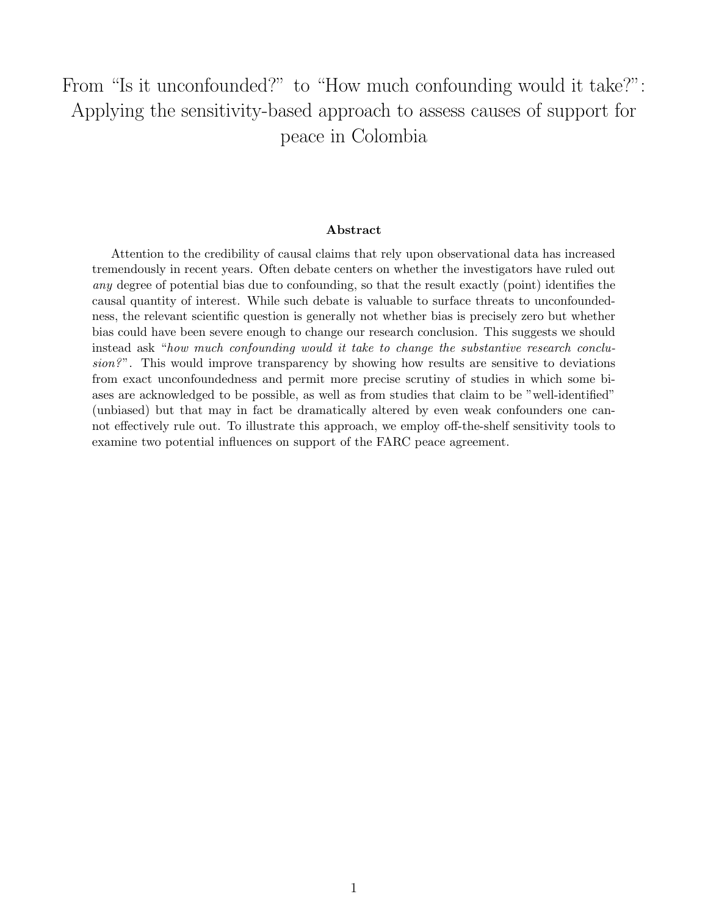# From "Is it unconfounded?" to "How much confounding would it take?": Applying the sensitivity-based approach to assess causes of support for peace in Colombia

### Abstract

Attention to the credibility of causal claims that rely upon observational data has increased tremendously in recent years. Often debate centers on whether the investigators have ruled out *any* degree of potential bias due to confounding, so that the result exactly (point) identifies the causal quantity of interest. While such debate is valuable to surface threats to unconfoundedness, the relevant scientific question is generally not whether bias is precisely zero but whether bias could have been severe enough to change our research conclusion. This suggests we should instead ask "*how much confounding would it take to change the substantive research conclusion?*". This would improve transparency by showing how results are sensitive to deviations from exact unconfoundedness and permit more precise scrutiny of studies in which some biases are acknowledged to be possible, as well as from studies that claim to be "well-identified" (unbiased) but that may in fact be dramatically altered by even weak confounders one cannot effectively rule out. To illustrate this approach, we employ off-the-shelf sensitivity tools to examine two potential influences on support of the FARC peace agreement.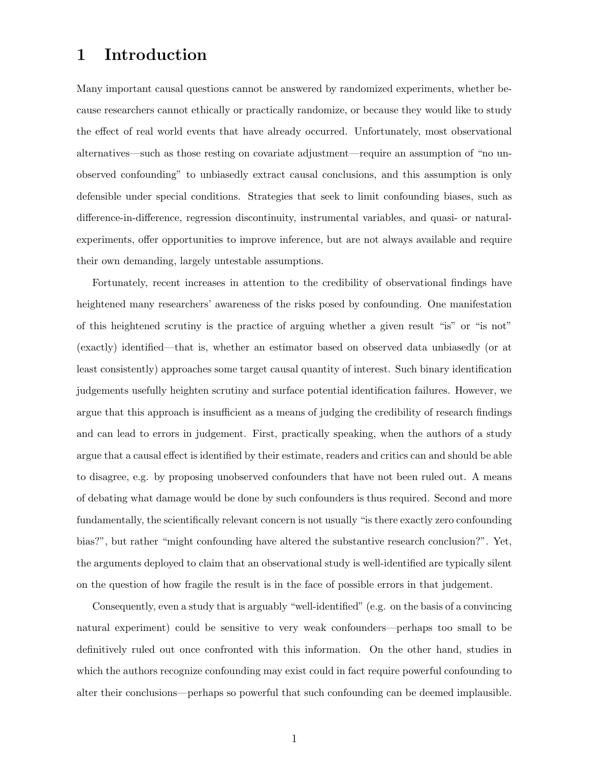# 1 Introduction

Many important causal questions cannot be answered by randomized experiments, whether because researchers cannot ethically or practically randomize, or because they would like to study the effect of real world events that have already occurred. Unfortunately, most observational alternatives—such as those resting on covariate adjustment—require an assumption of "no unobserved confounding" to unbiasedly extract causal conclusions, and this assumption is only defensible under special conditions. Strategies that seek to limit confounding biases, such as difference-in-difference, regression discontinuity, instrumental variables, and quasi- or natural-experiments, offer opportunities to improve inference, but are not always available and require their own demanding, largely untestable assumptions.

Fortunately, recent increases in attention to the credibility of observational findings have heightened many researchers' awareness of the risks posed by confounding. One manifestation of this heightened scrutiny is the practice of arguing whether a given result "is" or "is not" (exactly) identified—that is, whether an estimator based on observed data unbiasedly (or at least consistently) approaches some target causal quantity of interest. Such binary identification judgements usefully heighten scrutiny and surface potential identification failures. However, we argue that this approach is insufficient as a means of judging the credibility of research findings and can lead to errors in judgement. First, practically speaking, when the authors of a study argue that a causal effect is identified by their estimate, readers and critics can and should be able to disagree, e.g. by proposing unobserved confounders that have not been ruled out. A means of debating what damage would be done by such confounders is thus required. Second and more fundamentally, the scientifically relevant concern is not usually "is there exactly zero confounding bias?", but rather "might confounding have altered the substantive research conclusion?". Yet, the arguments deployed to claim that an observational study is well-identified are typically silent on the question of how fragile the result is in the face of possible errors in that judgement.

Consequently, even a study that is arguably "well-identified" (e.g. on the basis of a convincing natural experiment) could be sensitive to very weak confounders—perhaps too small to be definitively ruled out once confronted with this information. On the other hand, studies in which the authors recognize confounding may exist could in fact require powerful confounding to alter their conclusions—perhaps so powerful that such confounding can be deemed implausible.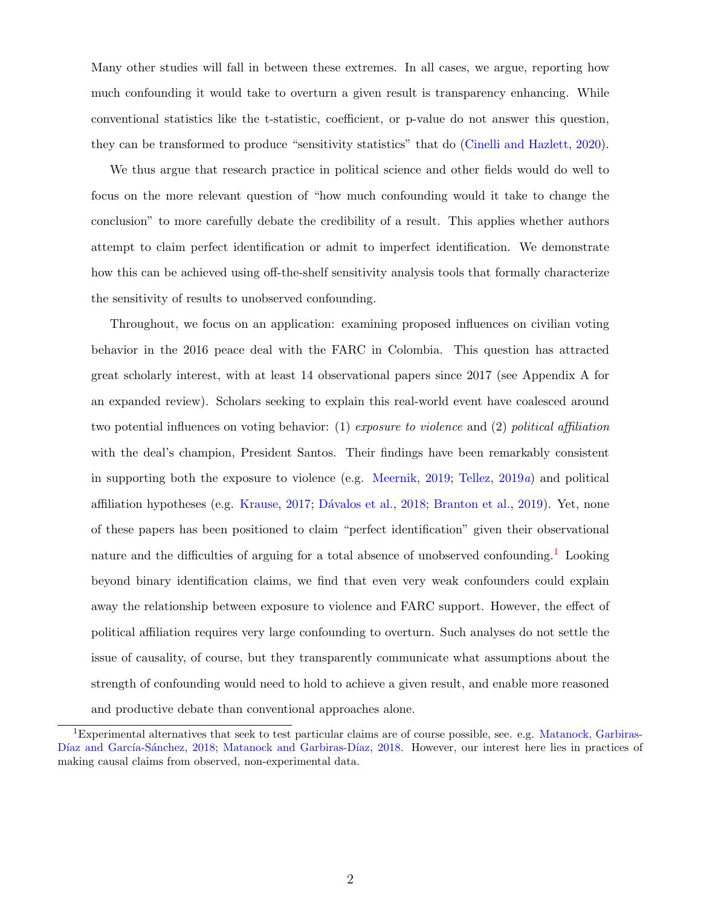Many other studies will fall in between these extremes. In all cases, we argue, reporting how much confounding it would take to overturn a given result is transparency enhancing. While conventional statistics like the t-statistic, coefficient, or p-value do not answer this question, they can be transformed to produce "sensitivity statistics" that do (Cinelli and Hazlett, 2020).

We thus argue that research practice in political science and other fields would do well to focus on the more relevant question of "how much confounding would it take to change the conclusion" to more carefully debate the credibility of a result. This applies whether authors attempt to claim perfect identification or admit to imperfect identification. We demonstrate how this can be achieved using off-the-shelf sensitivity analysis tools that formally characterize the sensitivity of results to unobserved confounding.

Throughout, we focus on an application: examining proposed influences on civilian voting behavior in the 2016 peace deal with the FARC in Colombia. This question has attracted great scholarly interest, with at least 14 observational papers since 2017 (see Appendix A for an expanded review). Scholars seeking to explain this real-world event have coalesced around two potential influences on voting behavior: (1) *exposure to violence* and (2) *political affiliation* with the deal's champion, President Santos. Their findings have been remarkably consistent in supporting both the exposure to violence (e.g. Meernik, 2019; Tellez, 2019*a*) and political affiliation hypotheses (e.g. Krause, 2017; Dávalos et al., 2018; Branton et al., 2019). Yet, none of these papers has been positioned to claim "perfect identification" given their observational nature and the difficulties of arguing for a total absence of unobserved confounding.[1] Looking beyond binary identification claims, we find that even very weak confounders could explain away the relationship between exposure to violence and FARC support. However, the effect of political affiliation requires very large confounding to overturn. Such analyses do not settle the issue of causality, of course, but they transparently communicate what assumptions about the strength of confounding would need to hold to achieve a given result, and enable more reasoned and productive debate than conventional approaches alone.

[1] Experimental alternatives that seek to test particular claims are of course possible, see. e.g. Matanock, Garbiras-Díaz and García-Sánchez, 2018; Matanock and Garbiras-Díaz, 2018. However, our interest here lies in practices of making causal claims from observed, non-experimental data.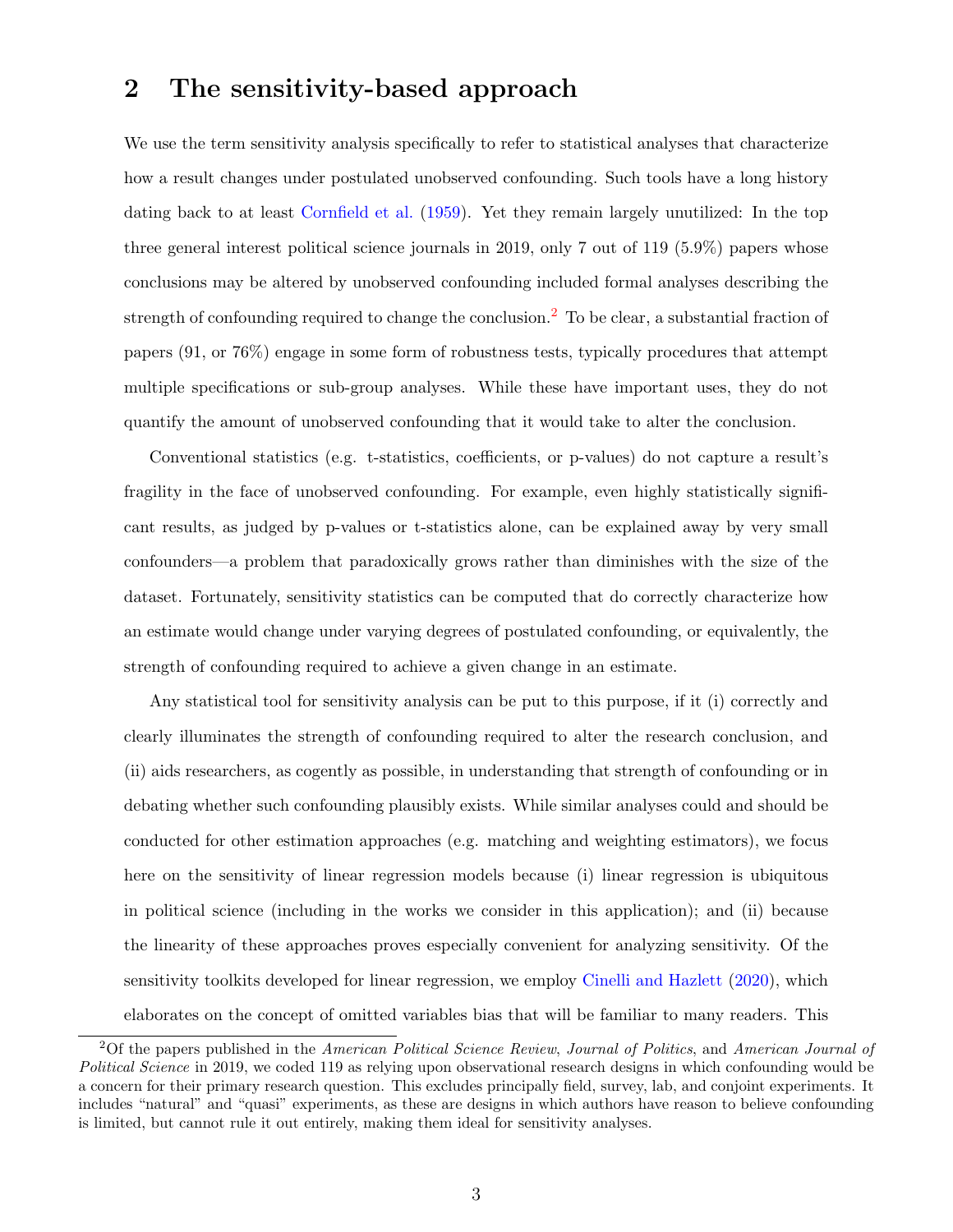## 2 The sensitivity-based approach

We use the term sensitivity analysis specifically to refer to statistical analyses that characterize how a result changes under postulated unobserved confounding. Such tools have a long history dating back to at least Cornfield et al. (1959). Yet they remain largely unutilized: In the top three general interest political science journals in 2019, only 7 out of 119 (5.9%) papers whose conclusions may be altered by unobserved confounding included formal analyses describing the strength of confounding required to change the conclusion.[2] To be clear, a substantial fraction of papers (91, or 76%) engage in some form of robustness tests, typically procedures that attempt multiple specifications or sub-group analyses. While these have important uses, they do not quantify the amount of unobserved confounding that it would take to alter the conclusion.

Conventional statistics (e.g. t-statistics, coefficients, or p-values) do not capture a result's fragility in the face of unobserved confounding. For example, even highly statistically significant results, as judged by p-values or t-statistics alone, can be explained away by very small confounders—a problem that paradoxically grows rather than diminishes with the size of the dataset. Fortunately, sensitivity statistics can be computed that do correctly characterize how an estimate would change under varying degrees of postulated confounding, or equivalently, the strength of confounding required to achieve a given change in an estimate.

Any statistical tool for sensitivity analysis can be put to this purpose, if it (i) correctly and clearly illuminates the strength of confounding required to alter the research conclusion, and (ii) aids researchers, as cogently as possible, in understanding that strength of confounding or in debating whether such confounding plausibly exists. While similar analyses could and should be conducted for other estimation approaches (e.g. matching and weighting estimators), we focus here on the sensitivity of linear regression models because (i) linear regression is ubiquitous in political science (including in the works we consider in this application); and (ii) because the linearity of these approaches proves especially convenient for analyzing sensitivity. Of the sensitivity toolkits developed for linear regression, we employ Cinelli and Hazlett (2020), which elaborates on the concept of omitted variables bias that will be familiar to many readers. This

[2] Of the papers published in the *American Political Science Review*, *Journal of Politics*, and *American Journal of Political Science* in 2019, we coded 119 as relying upon observational research designs in which confounding would be a concern for their primary research question. This excludes principally field, survey, lab, and conjoint experiments. It includes "natural" and "quasi" experiments, as these are designs in which authors have reason to believe confounding is limited, but cannot rule it out entirely, making them ideal for sensitivity analyses.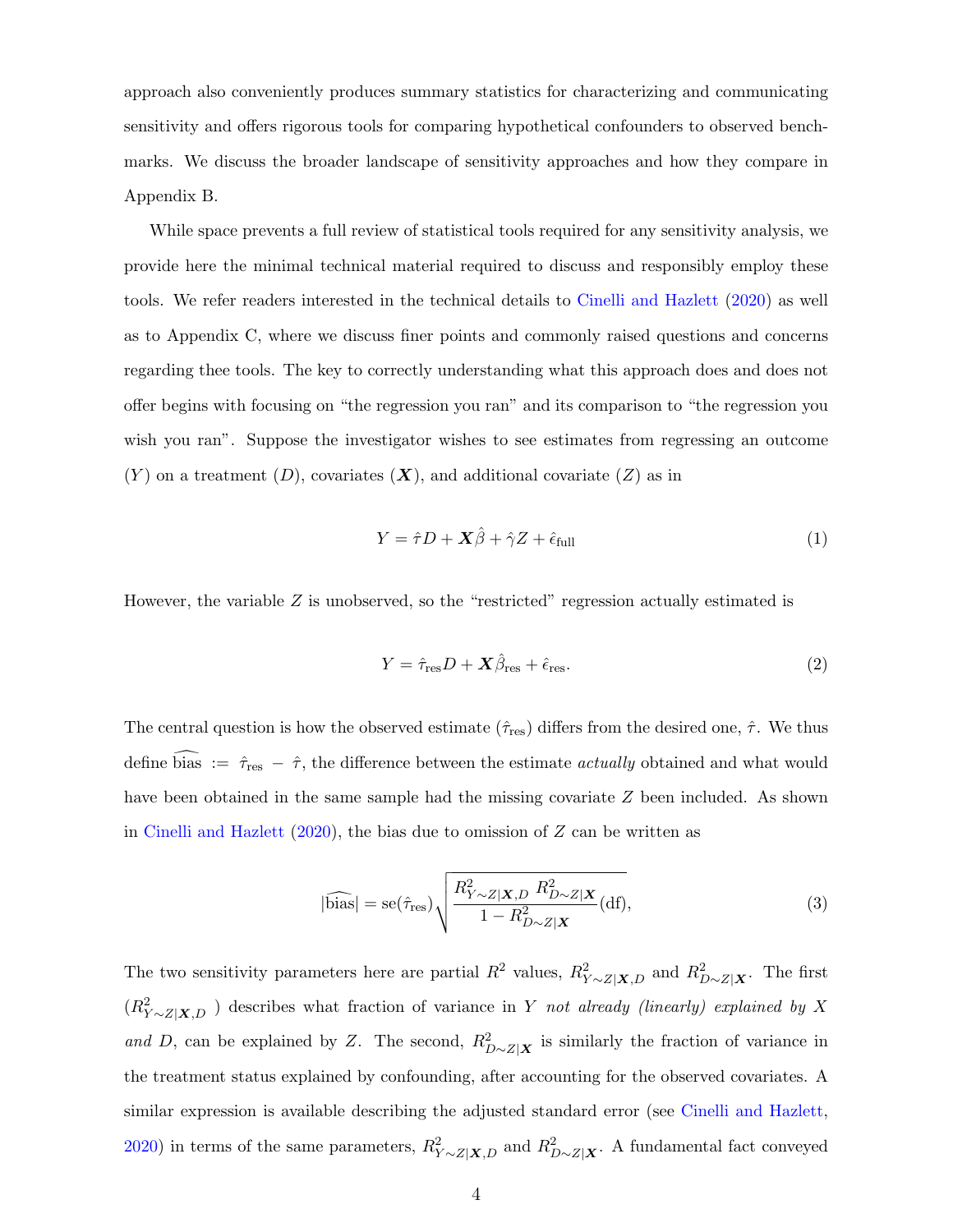approach also conveniently produces summary statistics for characterizing and communicating sensitivity and offers rigorous tools for comparing hypothetical confounders to observed benchmarks. We discuss the broader landscape of sensitivity approaches and how they compare in Appendix B.

While space prevents a full review of statistical tools required for any sensitivity analysis, we provide here the minimal technical material required to discuss and responsibly employ these tools. We refer readers interested in the technical details to Cinelli and Hazlett (2020) as well as to Appendix C, where we discuss finer points and commonly raised questions and concerns regarding thee tools. The key to correctly understanding what this approach does and does not offer begins with focusing on "the regression you ran" and its comparison to "the regression you wish you ran". Suppose the investigator wishes to see estimates from regressing an outcome ($Y$) on a treatment ($D$), covariates ($\boldsymbol{X}$), and additional covariate ($Z$) as in

$$Y = \hat{\tau} D + \boldsymbol{X}\hat{\beta} + \hat{\gamma} Z + \hat{\epsilon}_{\text{full}} \tag{1}$$

However, the variable $Z$ is unobserved, so the "restricted" regression actually estimated is

$$Y = \hat{\tau}_{\text{res}} D + \boldsymbol{X}\hat{\beta}_{\text{res}} + \hat{\epsilon}_{\text{res}}. \tag{2}$$

The central question is how the observed estimate ($\hat{\tau}_{\text{res}}$) differs from the desired one, $\hat{\tau}$. We thus define $\widehat{\text{bias}} := \hat{\tau}_{\text{res}} - \hat{\tau}$, the difference between the estimate *actually* obtained and what would have been obtained in the same sample had the missing covariate $Z$ been included. As shown in Cinelli and Hazlett (2020), the bias due to omission of $Z$ can be written as

$$|\widehat{\text{bias}}| = \text{se}(\hat{\tau}_{\text{res}}) \sqrt{\frac{R^2_{Y\sim Z|\boldsymbol{X},D} \; R^2_{D\sim Z|\boldsymbol{X}}}{1 - R^2_{D\sim Z|\boldsymbol{X}}} (\text{df})}, \tag{3}$$

The two sensitivity parameters here are partial $R^2$ values, $R^2_{Y\sim Z|\boldsymbol{X},D}$ and $R^2_{D\sim Z|\boldsymbol{X}}$. The first ($R^2_{Y\sim Z|\boldsymbol{X},D}$ ) describes what fraction of variance in $Y$ *not already (linearly) explained by* $X$ *and* $D$, can be explained by $Z$. The second, $R^2_{D\sim Z|\boldsymbol{X}}$ is similarly the fraction of variance in the treatment status explained by confounding, after accounting for the observed covariates. A similar expression is available describing the adjusted standard error (see Cinelli and Hazlett, 2020) in terms of the same parameters, $R^2_{Y\sim Z|\boldsymbol{X},D}$ and $R^2_{D\sim Z|\boldsymbol{X}}$. A fundamental fact conveyed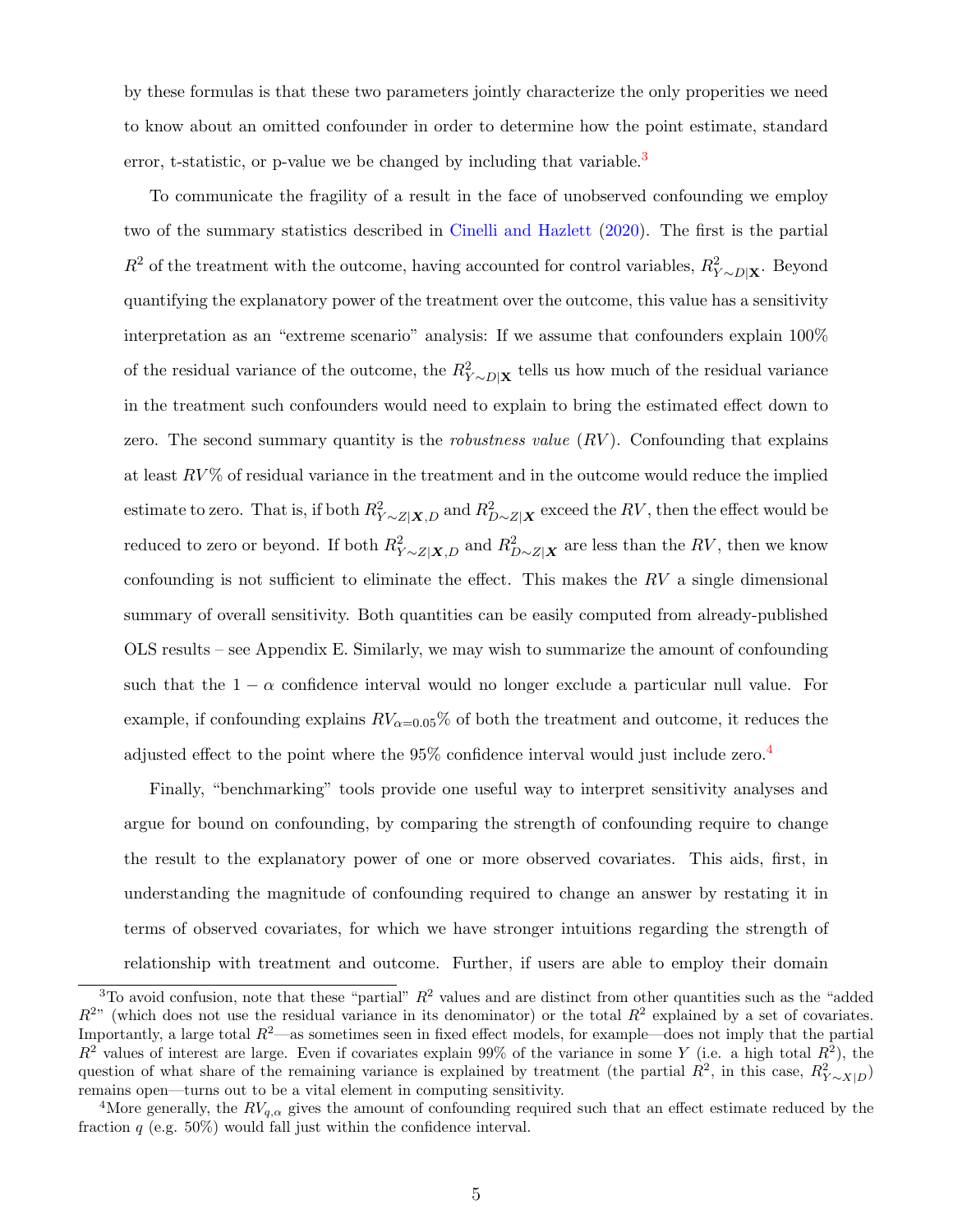by these formulas is that these two parameters jointly characterize the only propierties we need to know about an omitted confounder in order to determine how the point estimate, standard error, t-statistic, or p-value we be changed by including that variable.[3]

To communicate the fragility of a result in the face of unobserved confounding we employ two of the summary statistics described in Cinelli and Hazlett (2020). The first is the partial $R^2$ of the treatment with the outcome, having accounted for control variables, $R^2_{Y\sim D|\mathbf{X}}$. Beyond quantifying the explanatory power of the treatment over the outcome, this value has a sensitivity interpretation as an "extreme scenario" analysis: If we assume that confounders explain 100% of the residual variance of the outcome, the $R^2_{Y\sim D|\mathbf{X}}$ tells us how much of the residual variance in the treatment such confounders would need to explain to bring the estimated effect down to zero. The second summary quantity is the *robustness value* ($RV$). Confounding that explains at least $RV$% of residual variance in the treatment and in the outcome would reduce the implied estimate to zero. That is, if both $R^2_{Y\sim Z|\boldsymbol{X},D}$ and $R^2_{D\sim Z|\boldsymbol{X}}$ exceed the $RV$, then the effect would be reduced to zero or beyond. If both $R^2_{Y\sim Z|\boldsymbol{X},D}$ and $R^2_{D\sim Z|\boldsymbol{X}}$ are less than the $RV$, then we know confounding is not sufficient to eliminate the effect. This makes the $RV$ a single dimensional summary of overall sensitivity. Both quantities can be easily computed from already-published OLS results – see Appendix E. Similarly, we may wish to summarize the amount of confounding such that the $1-\alpha$ confidence interval would no longer exclude a particular null value. For example, if confounding explains $RV_{\alpha=0.05}$% of both the treatment and outcome, it reduces the adjusted effect to the point where the 95% confidence interval would just include zero.[4]

Finally, "benchmarking" tools provide one useful way to interpret sensitivity analyses and argue for bound on confounding, by comparing the strength of confounding require to change the result to the explanatory power of one or more observed covariates. This aids, first, in understanding the magnitude of confounding required to change an answer by restating it in terms of observed covariates, for which we have stronger intuitions regarding the strength of relationship with treatment and outcome. Further, if users are able to employ their domain

---

[3] To avoid confusion, note that these "partial" $R^2$ values and are distinct from other quantities such as the "added $R^2$" (which does not use the residual variance in its denominator) or the total $R^2$ explained by a set of covariates. Importantly, a large total $R^2$—as sometimes seen in fixed effect models, for example—does not imply that the partial $R^2$ values of interest are large. Even if covariates explain 99% of the variance in some $Y$ (i.e. a high total $R^2$), the question of what share of the remaining variance is explained by treatment (the partial $R^2$, in this case, $R^2_{Y\sim X|D}$) remains open—turns out to be a vital element in computing sensitivity.

[4] More generally, the $RV_{q,\alpha}$ gives the amount of confounding required such that an effect estimate reduced by the fraction $q$ (e.g. 50%) would fall just within the confidence interval.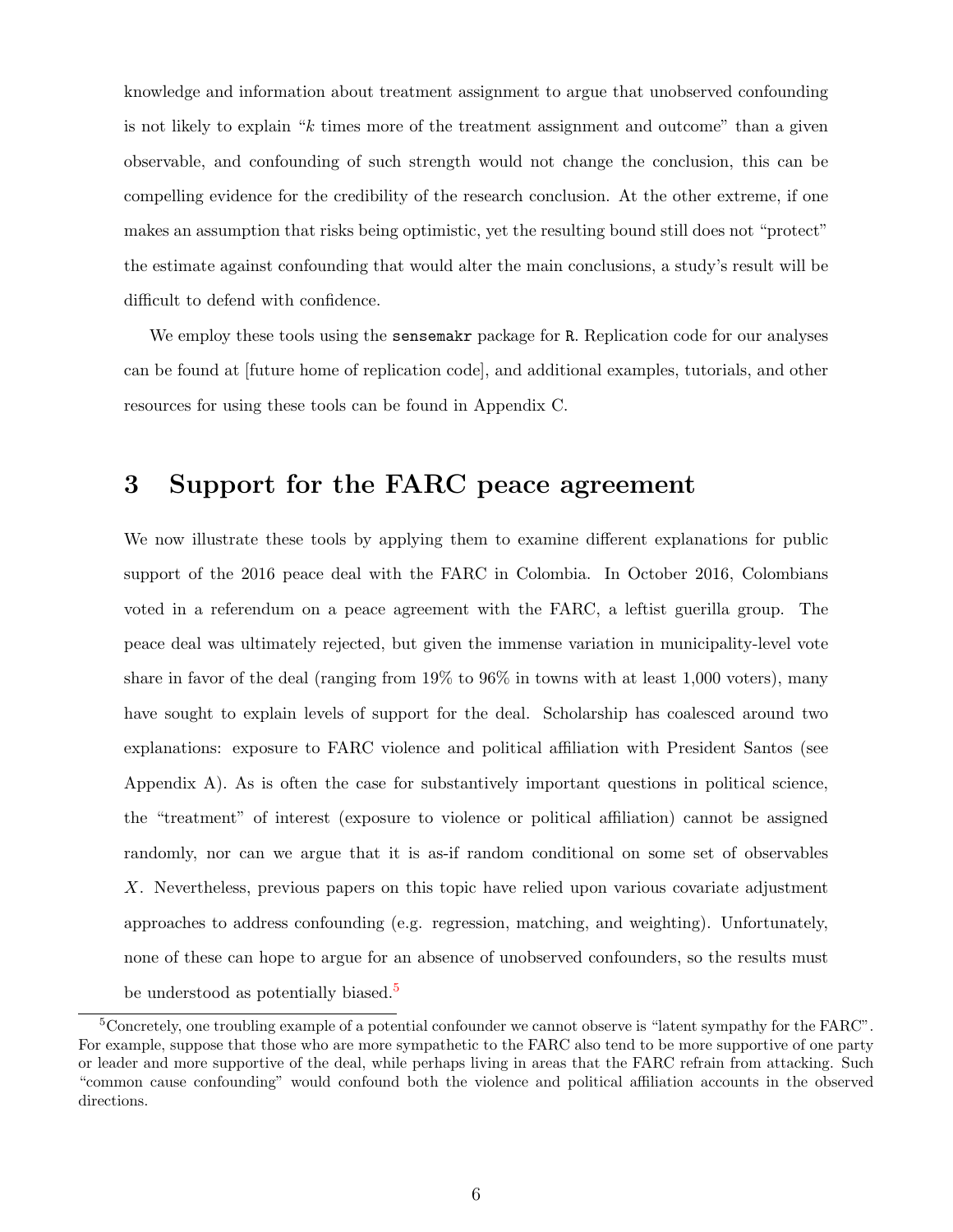knowledge and information about treatment assignment to argue that unobserved confounding is not likely to explain "$k$ times more of the treatment assignment and outcome" than a given observable, and confounding of such strength would not change the conclusion, this can be compelling evidence for the credibility of the research conclusion. At the other extreme, if one makes an assumption that risks being optimistic, yet the resulting bound still does not "protect" the estimate against confounding that would alter the main conclusions, a study's result will be difficult to defend with confidence.

We employ these tools using the `sensemakr` package for `R`. Replication code for our analyses can be found at [future home of replication code], and additional examples, tutorials, and other resources for using these tools can be found in Appendix C.

# 3 Support for the FARC peace agreement

We now illustrate these tools by applying them to examine different explanations for public support of the 2016 peace deal with the FARC in Colombia. In October 2016, Colombians voted in a referendum on a peace agreement with the FARC, a leftist guerilla group. The peace deal was ultimately rejected, but given the immense variation in municipality-level vote share in favor of the deal (ranging from 19% to 96% in towns with at least 1,000 voters), many have sought to explain levels of support for the deal. Scholarship has coalesced around two explanations: exposure to FARC violence and political affiliation with President Santos (see Appendix A). As is often the case for substantively important questions in political science, the "treatment" of interest (exposure to violence or political affiliation) cannot be assigned randomly, nor can we argue that it is as-if random conditional on some set of observables $X$. Nevertheless, previous papers on this topic have relied upon various covariate adjustment approaches to address confounding (e.g. regression, matching, and weighting). Unfortunately, none of these can hope to argue for an absence of unobserved confounders, so the results must be understood as potentially biased.[5]

[5] Concretely, one troubling example of a potential confounder we cannot observe is "latent sympathy for the FARC". For example, suppose that those who are more sympathetic to the FARC also tend to be more supportive of one party or leader and more supportive of the deal, while perhaps living in areas that the FARC refrain from attacking. Such "common cause confounding" would confound both the violence and political affiliation accounts in the observed directions.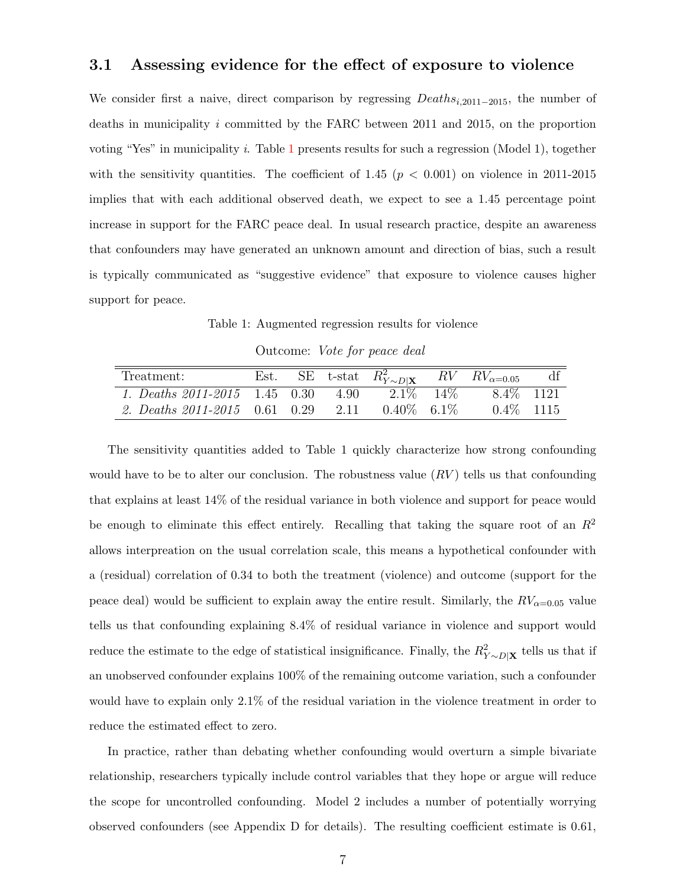### 3.1 Assessing evidence for the effect of exposure to violence

We consider first a naive, direct comparison by regressing $Deaths_{i,2011-2015}$, the number of deaths in municipality $i$ committed by the FARC between 2011 and 2015, on the proportion voting "Yes" in municipality $i$. Table 1 presents results for such a regression (Model 1), together with the sensitivity quantities. The coefficient of 1.45 ($p < 0.001$) on violence in 2011-2015 implies that with each additional observed death, we expect to see a 1.45 percentage point increase in support for the FARC peace deal. In usual research practice, despite an awareness that confounders may have generated an unknown amount and direction of bias, such a result is typically communicated as "suggestive evidence" that exposure to violence causes higher support for peace.

Table 1: Augmented regression results for violence

Outcome: *Vote for peace deal*

| Treatment: | Est. | SE | t-stat | $R^2_{Y\sim D\|\mathbf{X}}$ | $RV$ | $RV_{\alpha=0.05}$ | df |
|---|---|---|---|---|---|---|---|
| *1. Deaths 2011-2015* | 1.45 | 0.30 | 4.90 | 2.1% | 14% | 8.4% | 1121 |
| *2. Deaths 2011-2015* | 0.61 | 0.29 | 2.11 | 0.40% | 6.1% | 0.4% | 1115 |

The sensitivity quantities added to Table 1 quickly characterize how strong confounding would have to be to alter our conclusion. The robustness value ($RV$) tells us that confounding that explains at least 14% of the residual variance in both violence and support for peace would be enough to eliminate this effect entirely. Recalling that taking the square root of an $R^2$ allows interpreation on the usual correlation scale, this means a hypothetical confounder with a (residual) correlation of 0.34 to both the treatment (violence) and outcome (support for the peace deal) would be sufficient to explain away the entire result. Similarly, the $RV_{\alpha=0.05}$ value tells us that confounding explaining 8.4% of residual variance in violence and support would reduce the estimate to the edge of statistical insignificance. Finally, the $R^2_{Y\sim D|\mathbf{X}}$ tells us that if an unobserved confounder explains 100% of the remaining outcome variation, such a confounder would have to explain only 2.1% of the residual variation in the violence treatment in order to reduce the estimated effect to zero.

In practice, rather than debating whether confounding would overturn a simple bivariate relationship, researchers typically include control variables that they hope or argue will reduce the scope for uncontrolled confounding. Model 2 includes a number of potentially worrying observed confounders (see Appendix D for details). The resulting coefficient estimate is 0.61,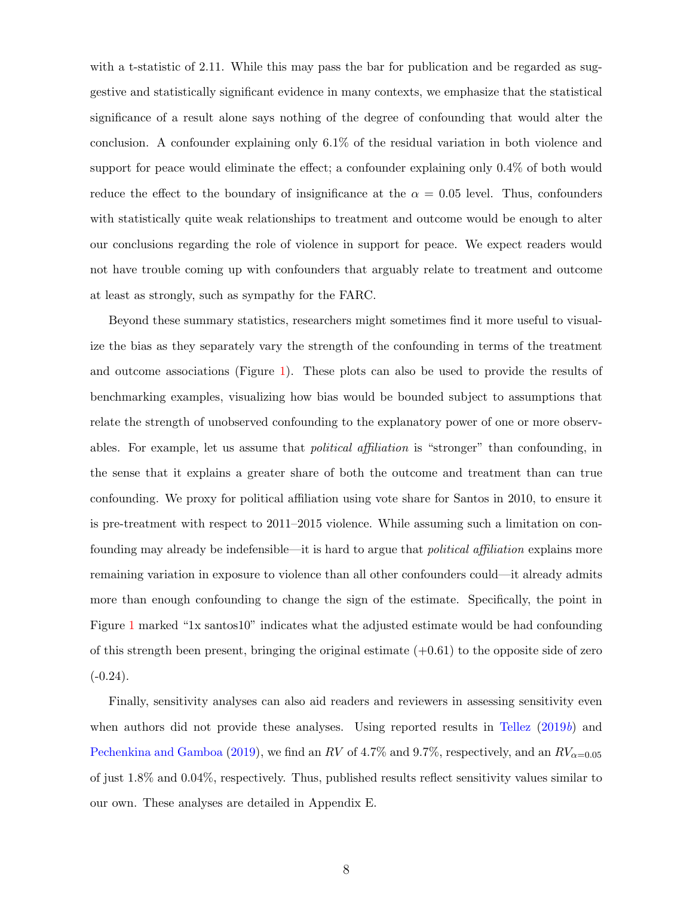with a t-statistic of 2.11. While this may pass the bar for publication and be regarded as suggestive and statistically significant evidence in many contexts, we emphasize that the statistical significance of a result alone says nothing of the degree of confounding that would alter the conclusion. A confounder explaining only 6.1% of the residual variation in both violence and support for peace would eliminate the effect; a confounder explaining only 0.4% of both would reduce the effect to the boundary of insignificance at the $\alpha = 0.05$ level. Thus, confounders with statistically quite weak relationships to treatment and outcome would be enough to alter our conclusions regarding the role of violence in support for peace. We expect readers would not have trouble coming up with confounders that arguably relate to treatment and outcome at least as strongly, such as sympathy for the FARC.

Beyond these summary statistics, researchers might sometimes find it more useful to visualize the bias as they separately vary the strength of the confounding in terms of the treatment and outcome associations (Figure 1). These plots can also be used to provide the results of benchmarking examples, visualizing how bias would be bounded subject to assumptions that relate the strength of unobserved confounding to the explanatory power of one or more observables. For example, let us assume that *political affiliation* is "stronger" than confounding, in the sense that it explains a greater share of both the outcome and treatment than can true confounding. We proxy for political affiliation using vote share for Santos in 2010, to ensure it is pre-treatment with respect to 2011–2015 violence. While assuming such a limitation on confounding may already be indefensible—it is hard to argue that *political affiliation* explains more remaining variation in exposure to violence than all other confounders could—it already admits more than enough confounding to change the sign of the estimate. Specifically, the point in Figure 1 marked "1x santos10" indicates what the adjusted estimate would be had confounding of this strength been present, bringing the original estimate (+0.61) to the opposite side of zero (-0.24).

Finally, sensitivity analyses can also aid readers and reviewers in assessing sensitivity even when authors did not provide these analyses. Using reported results in Tellez (2019*b*) and Pechenkina and Gamboa (2019), we find an $RV$ of 4.7% and 9.7%, respectively, and an $RV_{\alpha=0.05}$ of just 1.8% and 0.04%, respectively. Thus, published results reflect sensitivity values similar to our own. These analyses are detailed in Appendix E.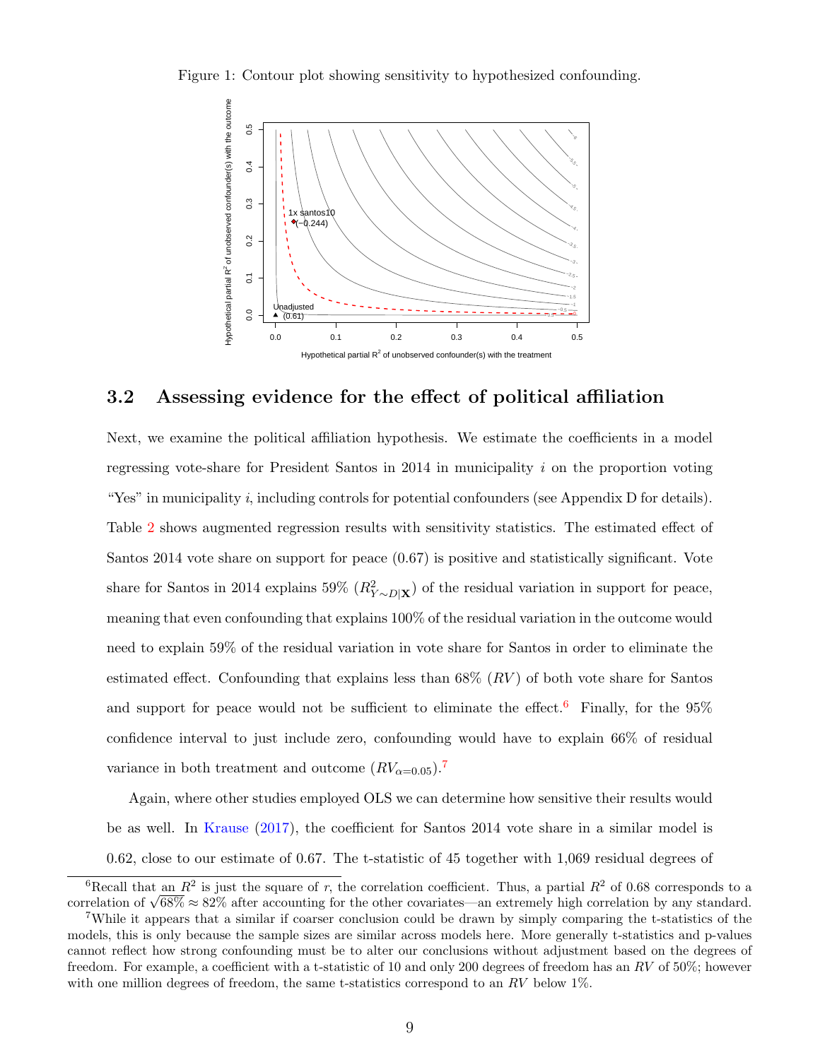Figure 1: Contour plot showing sensitivity to hypothesized confounding.

### 3.2 Assessing evidence for the effect of political affiliation

Next, we examine the political affiliation hypothesis. We estimate the coefficients in a model regressing vote-share for President Santos in 2014 in municipality $i$ on the proportion voting "Yes" in municipality $i$, including controls for potential confounders (see Appendix D for details). Table 2 shows augmented regression results with sensitivity statistics. The estimated effect of Santos 2014 vote share on support for peace (0.67) is positive and statistically significant. Vote share for Santos in 2014 explains 59% ($R^2_{Y\sim D|\mathbf{X}}$) of the residual variation in support for peace, meaning that even confounding that explains 100% of the residual variation in the outcome would need to explain 59% of the residual variation in vote share for Santos in order to eliminate the estimated effect. Confounding that explains less than 68% ($RV$) of both vote share for Santos and support for peace would not be sufficient to eliminate the effect.[6] Finally, for the 95% confidence interval to just include zero, confounding would have to explain 66% of residual variance in both treatment and outcome ($RV_{\alpha=0.05}$).[7]

Again, where other studies employed OLS we can determine how sensitive their results would be as well. In Krause (2017), the coefficient for Santos 2014 vote share in a similar model is 0.62, close to our estimate of 0.67. The t-statistic of 45 together with 1,069 residual degrees of

[6] Recall that an $R^2$ is just the square of $r$, the correlation coefficient. Thus, a partial $R^2$ of 0.68 corresponds to a correlation of $\sqrt{68\%} \approx 82\%$ after accounting for the other covariates—an extremely high correlation by any standard.

[7] While it appears that a similar if coarser conclusion could be drawn by simply comparing the t-statistics of the models, this is only because the sample sizes are similar across models here. More generally t-statistics and p-values cannot reflect how strong confounding must be to alter our conclusions without adjustment based on the degrees of freedom. For example, a coefficient with a t-statistic of 10 and only 200 degrees of freedom has an $RV$ of 50%; however with one million degrees of freedom, the same t-statistics correspond to an $RV$ below 1%.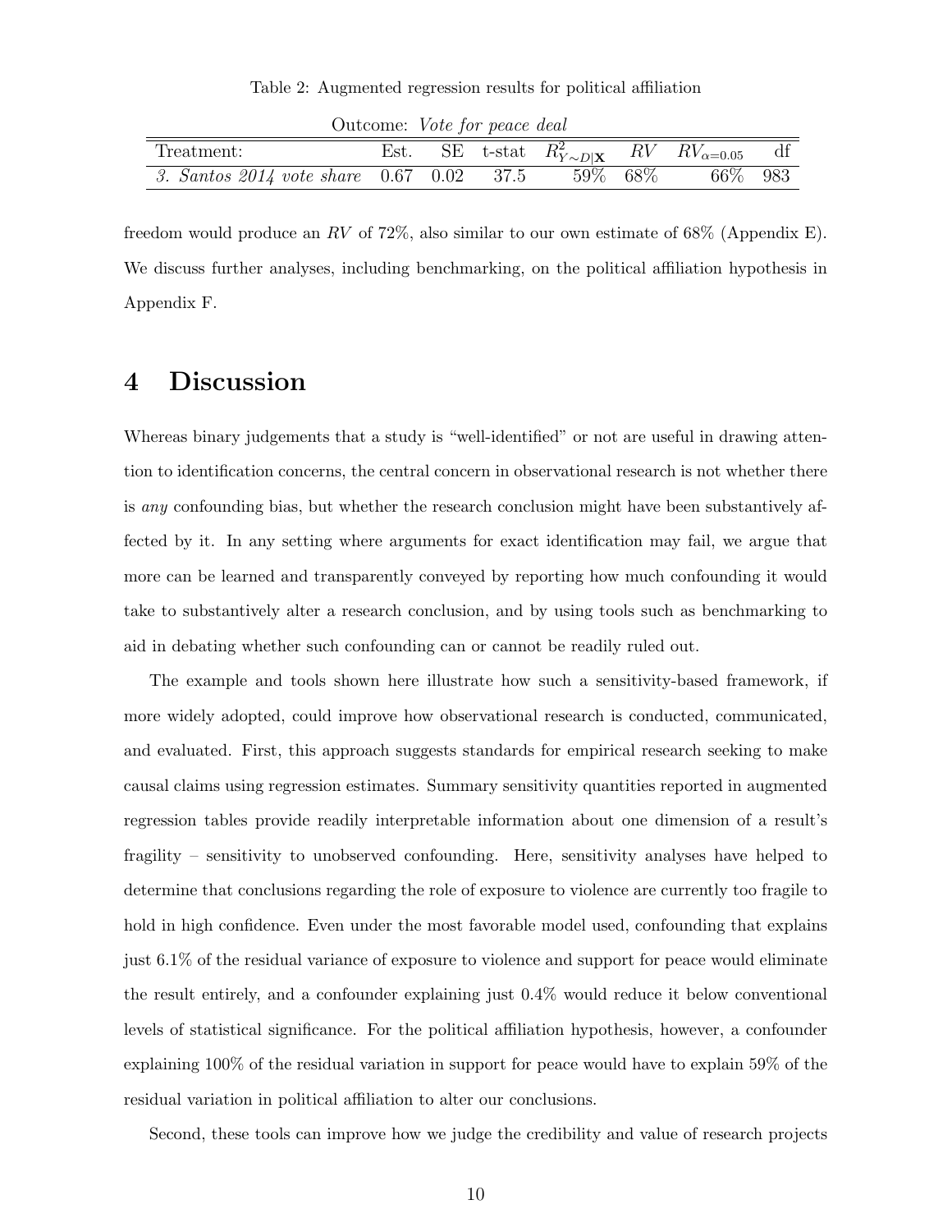Table 2: Augmented regression results for political affiliation

| Outcome: *Vote for peace deal* | | | | | | | |
|---|---|---|---|---|---|---|---|
| Treatment: | Est. | SE | t-stat | $R^2_{Y\sim D\|\mathbf{X}}$ | $RV$ | $RV_{\alpha=0.05}$ | df |
| *3. Santos 2014 vote share* | 0.67 | 0.02 | 37.5 | 59% | 68% | 66% | 983 |

freedom would produce an $RV$ of 72%, also similar to our own estimate of 68% (Appendix E). We discuss further analyses, including benchmarking, on the political affiliation hypothesis in Appendix F.

# 4 Discussion

Whereas binary judgements that a study is "well-identified" or not are useful in drawing attention to identification concerns, the central concern in observational research is not whether there is *any* confounding bias, but whether the research conclusion might have been substantively affected by it. In any setting where arguments for exact identification may fail, we argue that more can be learned and transparently conveyed by reporting how much confounding it would take to substantively alter a research conclusion, and by using tools such as benchmarking to aid in debating whether such confounding can or cannot be readily ruled out.

The example and tools shown here illustrate how such a sensitivity-based framework, if more widely adopted, could improve how observational research is conducted, communicated, and evaluated. First, this approach suggests standards for empirical research seeking to make causal claims using regression estimates. Summary sensitivity quantities reported in augmented regression tables provide readily interpretable information about one dimension of a result's fragility – sensitivity to unobserved confounding. Here, sensitivity analyses have helped to determine that conclusions regarding the role of exposure to violence are currently too fragile to hold in high confidence. Even under the most favorable model used, confounding that explains just 6.1% of the residual variance of exposure to violence and support for peace would eliminate the result entirely, and a confounder explaining just 0.4% would reduce it below conventional levels of statistical significance. For the political affiliation hypothesis, however, a confounder explaining 100% of the residual variation in support for peace would have to explain 59% of the residual variation in political affiliation to alter our conclusions.

Second, these tools can improve how we judge the credibility and value of research projects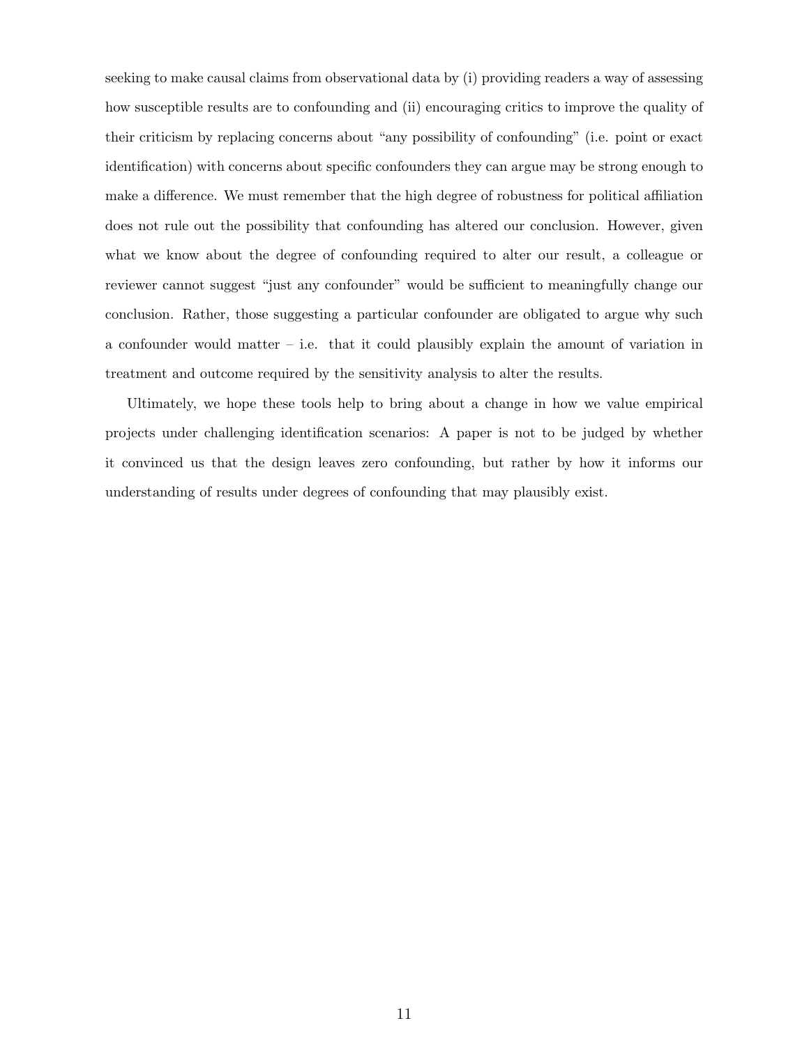seeking to make causal claims from observational data by (i) providing readers a way of assessing how susceptible results are to confounding and (ii) encouraging critics to improve the quality of their criticism by replacing concerns about "any possibility of confounding" (i.e. point or exact identification) with concerns about specific confounders they can argue may be strong enough to make a difference. We must remember that the high degree of robustness for political affiliation does not rule out the possibility that confounding has altered our conclusion. However, given what we know about the degree of confounding required to alter our result, a colleague or reviewer cannot suggest "just any confounder" would be sufficient to meaningfully change our conclusion. Rather, those suggesting a particular confounder are obligated to argue why such a confounder would matter – i.e. that it could plausibly explain the amount of variation in treatment and outcome required by the sensitivity analysis to alter the results.

Ultimately, we hope these tools help to bring about a change in how we value empirical projects under challenging identification scenarios: A paper is not to be judged by whether it convinced us that the design leaves zero confounding, but rather by how it informs our understanding of results under degrees of confounding that may plausibly exist.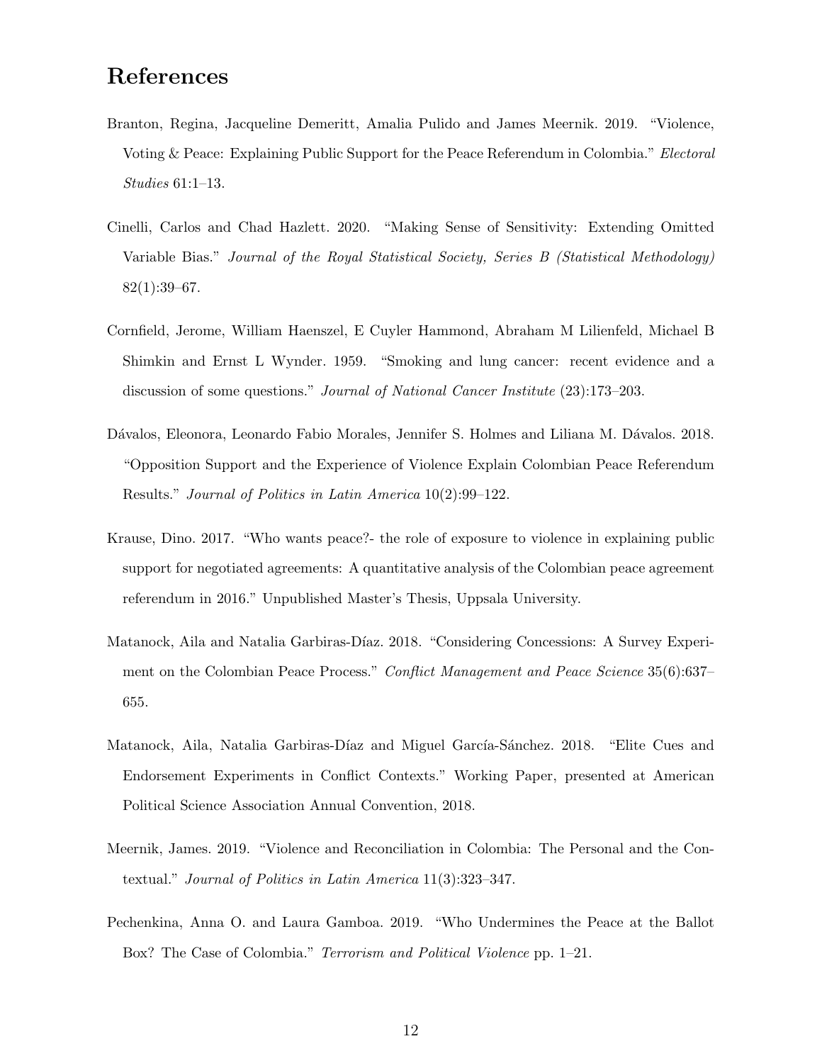# References

Branton, Regina, Jacqueline Demeritt, Amalia Pulido and James Meernik. 2019. "Violence, Voting & Peace: Explaining Public Support for the Peace Referendum in Colombia." *Electoral Studies* 61:1–13.

Cinelli, Carlos and Chad Hazlett. 2020. "Making Sense of Sensitivity: Extending Omitted Variable Bias." *Journal of the Royal Statistical Society, Series B (Statistical Methodology)* 82(1):39–67.

Cornfield, Jerome, William Haenszel, E Cuyler Hammond, Abraham M Lilienfeld, Michael B Shimkin and Ernst L Wynder. 1959. "Smoking and lung cancer: recent evidence and a discussion of some questions." *Journal of National Cancer Institute* (23):173–203.

Dávalos, Eleonora, Leonardo Fabio Morales, Jennifer S. Holmes and Liliana M. Dávalos. 2018. "Opposition Support and the Experience of Violence Explain Colombian Peace Referendum Results." *Journal of Politics in Latin America* 10(2):99–122.

Krause, Dino. 2017. "Who wants peace?- the role of exposure to violence in explaining public support for negotiated agreements: A quantitative analysis of the Colombian peace agreement referendum in 2016." Unpublished Master's Thesis, Uppsala University.

Matanock, Aila and Natalia Garbiras-Díaz. 2018. "Considering Concessions: A Survey Experiment on the Colombian Peace Process." *Conflict Management and Peace Science* 35(6):637–655.

Matanock, Aila, Natalia Garbiras-Díaz and Miguel García-Sánchez. 2018. "Elite Cues and Endorsement Experiments in Conflict Contexts." Working Paper, presented at American Political Science Association Annual Convention, 2018.

Meernik, James. 2019. "Violence and Reconciliation in Colombia: The Personal and the Contextual." *Journal of Politics in Latin America* 11(3):323–347.

Pechenkina, Anna O. and Laura Gamboa. 2019. "Who Undermines the Peace at the Ballot Box? The Case of Colombia." *Terrorism and Political Violence* pp. 1–21.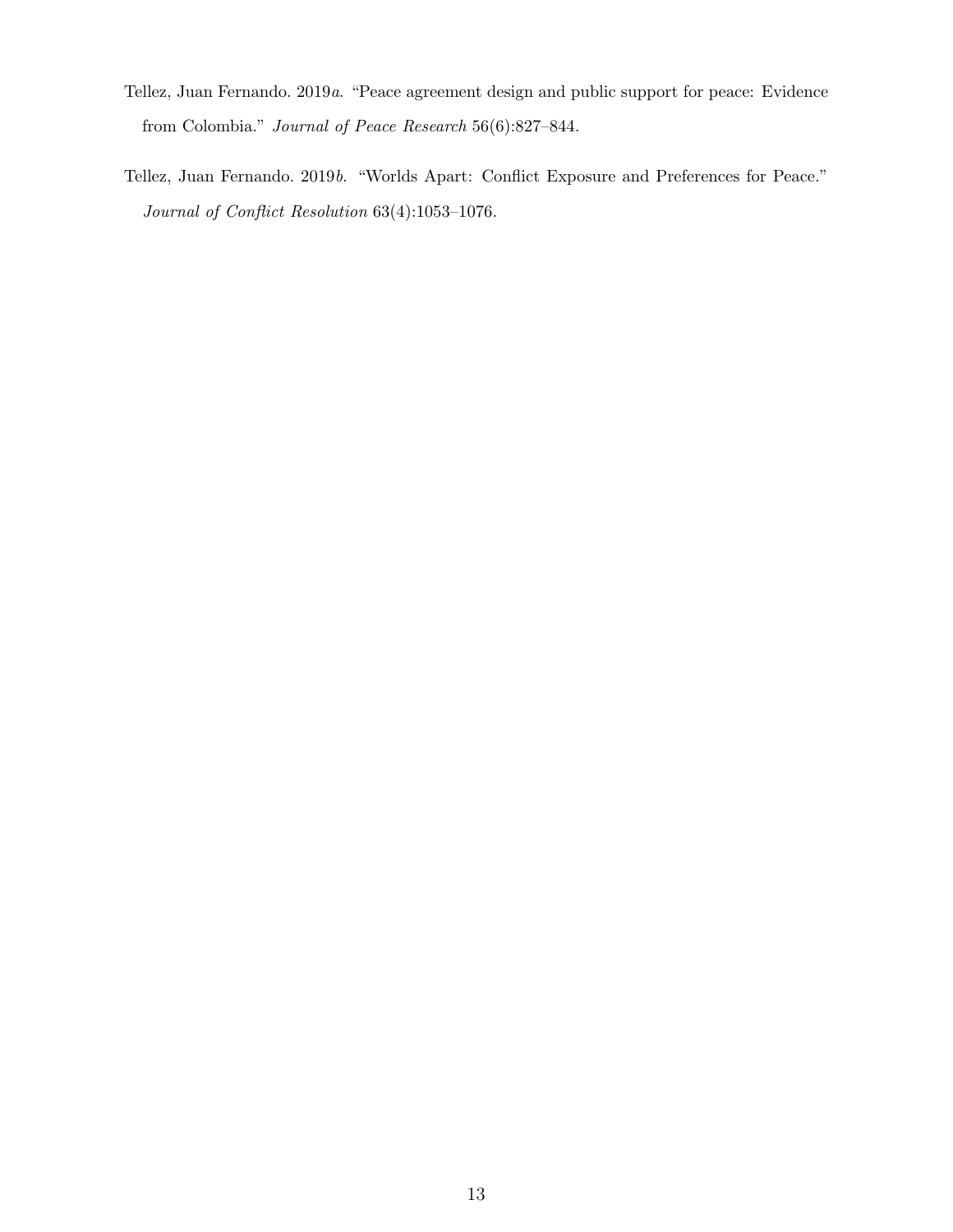Tellez, Juan Fernando. 2019*a*. "Peace agreement design and public support for peace: Evidence from Colombia." *Journal of Peace Research* 56(6):827–844.

Tellez, Juan Fernando. 2019*b*. "Worlds Apart: Conflict Exposure and Preferences for Peace." *Journal of Conflict Resolution* 63(4):1053–1076.